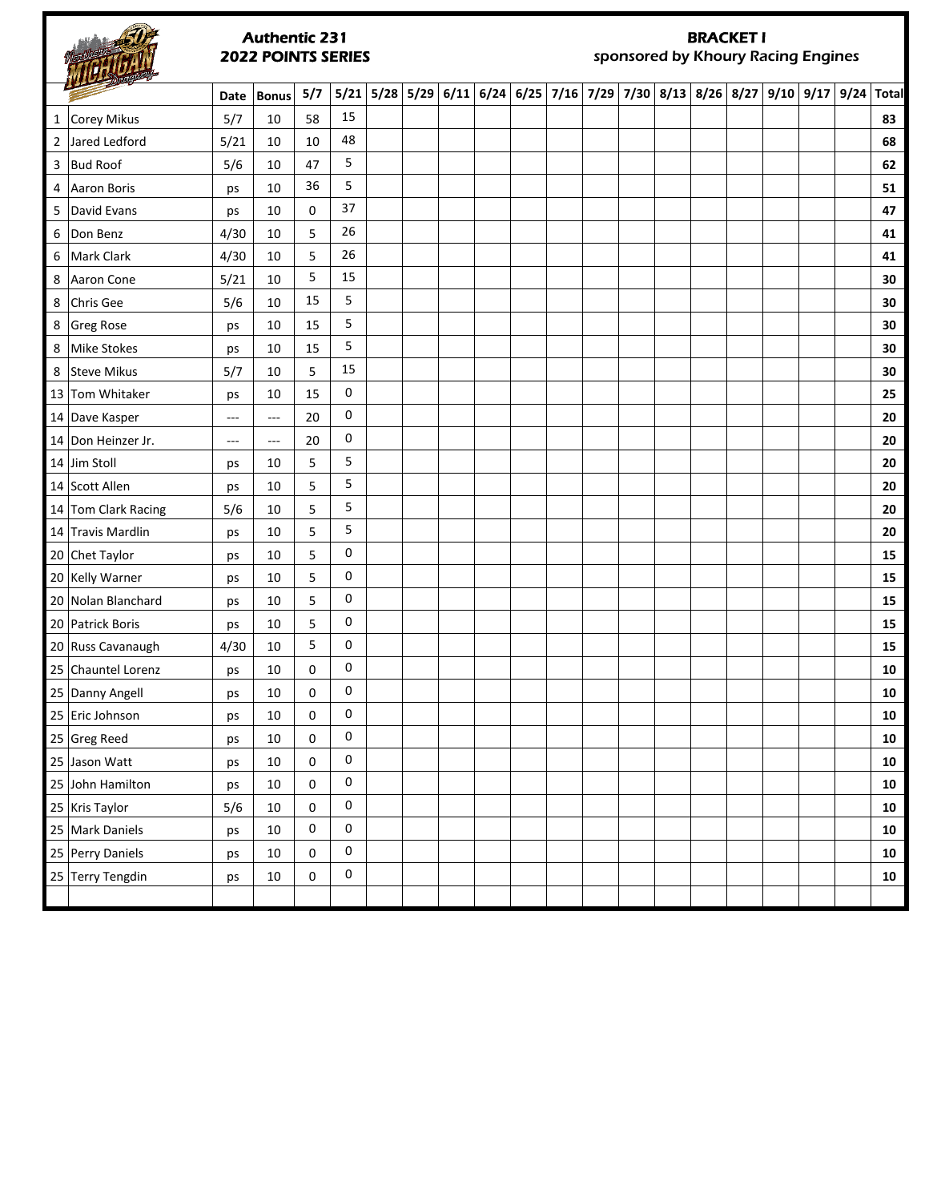## Authentic 231
## 2022 POINTS SERIES

## BRACKET I
*sponsored by Khoury Racing Engines*

| | | Date | Bonus | 5/7 | 5/21 | 5/28 | 5/29 | 6/11 | 6/24 | 6/25 | 7/16 | 7/29 | 7/30 | 8/13 | 8/26 | 8/27 | 9/10 | 9/17 | 9/24 | Total |
|---|---|---|---|---|---|---|---|---|---|---|---|---|---|---|---|---|---|---|---|---|
| 1 | Corey Mikus | 5/7 | 10 | 58 | 15 | | | | | | | | | | | | | | | **83** |
| 2 | Jared Ledford | 5/21 | 10 | 10 | 48 | | | | | | | | | | | | | | | **68** |
| 3 | Bud Roof | 5/6 | 10 | 47 | 5 | | | | | | | | | | | | | | | **62** |
| 4 | Aaron Boris | ps | 10 | 36 | 5 | | | | | | | | | | | | | | | **51** |
| 5 | David Evans | ps | 10 | 0 | 37 | | | | | | | | | | | | | | | **47** |
| 6 | Don Benz | 4/30 | 10 | 5 | 26 | | | | | | | | | | | | | | | **41** |
| 6 | Mark Clark | 4/30 | 10 | 5 | 26 | | | | | | | | | | | | | | | **41** |
| 8 | Aaron Cone | 5/21 | 10 | 5 | 15 | | | | | | | | | | | | | | | **30** |
| 8 | Chris Gee | 5/6 | 10 | 15 | 5 | | | | | | | | | | | | | | | **30** |
| 8 | Greg Rose | ps | 10 | 15 | 5 | | | | | | | | | | | | | | | **30** |
| 8 | Mike Stokes | ps | 10 | 15 | 5 | | | | | | | | | | | | | | | **30** |
| 8 | Steve Mikus | 5/7 | 10 | 5 | 15 | | | | | | | | | | | | | | | **30** |
| 13 | Tom Whitaker | ps | 10 | 15 | 0 | | | | | | | | | | | | | | | **25** |
| 14 | Dave Kasper | --- | --- | 20 | 0 | | | | | | | | | | | | | | | **20** |
| 14 | Don Heinzer Jr. | --- | --- | 20 | 0 | | | | | | | | | | | | | | | **20** |
| 14 | Jim Stoll | ps | 10 | 5 | 5 | | | | | | | | | | | | | | | **20** |
| 14 | Scott Allen | ps | 10 | 5 | 5 | | | | | | | | | | | | | | | **20** |
| 14 | Tom Clark Racing | 5/6 | 10 | 5 | 5 | | | | | | | | | | | | | | | **20** |
| 14 | Travis Mardlin | ps | 10 | 5 | 5 | | | | | | | | | | | | | | | **20** |
| 20 | Chet Taylor | ps | 10 | 5 | 0 | | | | | | | | | | | | | | | **15** |
| 20 | Kelly Warner | ps | 10 | 5 | 0 | | | | | | | | | | | | | | | **15** |
| 20 | Nolan Blanchard | ps | 10 | 5 | 0 | | | | | | | | | | | | | | | **15** |
| 20 | Patrick Boris | ps | 10 | 5 | 0 | | | | | | | | | | | | | | | **15** |
| 20 | Russ Cavanaugh | 4/30 | 10 | 5 | 0 | | | | | | | | | | | | | | | **15** |
| 25 | Chauntel Lorenz | ps | 10 | 0 | 0 | | | | | | | | | | | | | | | **10** |
| 25 | Danny Angell | ps | 10 | 0 | 0 | | | | | | | | | | | | | | | **10** |
| 25 | Eric Johnson | ps | 10 | 0 | 0 | | | | | | | | | | | | | | | **10** |
| 25 | Greg Reed | ps | 10 | 0 | 0 | | | | | | | | | | | | | | | **10** |
| 25 | Jason Watt | ps | 10 | 0 | 0 | | | | | | | | | | | | | | | **10** |
| 25 | John Hamilton | ps | 10 | 0 | 0 | | | | | | | | | | | | | | | **10** |
| 25 | Kris Taylor | 5/6 | 10 | 0 | 0 | | | | | | | | | | | | | | | **10** |
| 25 | Mark Daniels | ps | 10 | 0 | 0 | | | | | | | | | | | | | | | **10** |
| 25 | Perry Daniels | ps | 10 | 0 | 0 | | | | | | | | | | | | | | | **10** |
| 25 | Terry Tengdin | ps | 10 | 0 | 0 | | | | | | | | | | | | | | | **10** |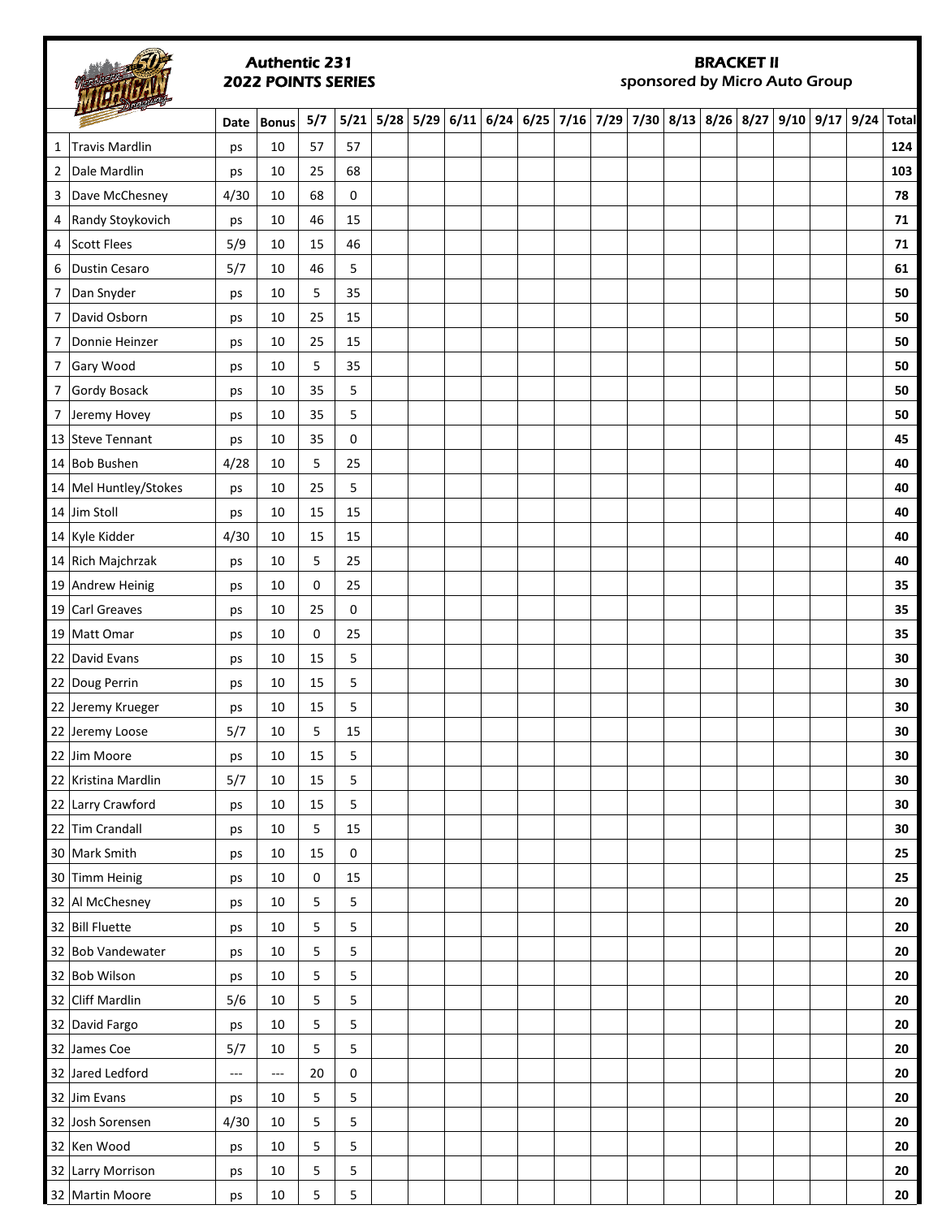**Authentic 231**
**2022 POINTS SERIES**

**BRACKET II**
*sponsored by Micro Auto Group*

| | | Date | Bonus | 5/7 | 5/21 | 5/28 | 5/29 | 6/11 | 6/24 | 6/25 | 7/16 | 7/29 | 7/30 | 8/13 | 8/26 | 8/27 | 9/10 | 9/17 | 9/24 | Total |
|---|---|---|---|---|---|---|---|---|---|---|---|---|---|---|---|---|---|---|---|---|
| 1 | Travis Mardlin | ps | 10 | 57 | 57 | | | | | | | | | | | | | | | **124** |
| 2 | Dale Mardlin | ps | 10 | 25 | 68 | | | | | | | | | | | | | | | **103** |
| 3 | Dave McChesney | 4/30 | 10 | 68 | 0 | | | | | | | | | | | | | | | **78** |
| 4 | Randy Stoykovich | ps | 10 | 46 | 15 | | | | | | | | | | | | | | | **71** |
| 4 | Scott Flees | 5/9 | 10 | 15 | 46 | | | | | | | | | | | | | | | **71** |
| 6 | Dustin Cesaro | 5/7 | 10 | 46 | 5 | | | | | | | | | | | | | | | **61** |
| 7 | Dan Snyder | ps | 10 | 5 | 35 | | | | | | | | | | | | | | | **50** |
| 7 | David Osborn | ps | 10 | 25 | 15 | | | | | | | | | | | | | | | **50** |
| 7 | Donnie Heinzer | ps | 10 | 25 | 15 | | | | | | | | | | | | | | | **50** |
| 7 | Gary Wood | ps | 10 | 5 | 35 | | | | | | | | | | | | | | | **50** |
| 7 | Gordy Bosack | ps | 10 | 35 | 5 | | | | | | | | | | | | | | | **50** |
| 7 | Jeremy Hovey | ps | 10 | 35 | 5 | | | | | | | | | | | | | | | **50** |
| 13 | Steve Tennant | ps | 10 | 35 | 0 | | | | | | | | | | | | | | | **45** |
| 14 | Bob Bushen | 4/28 | 10 | 5 | 25 | | | | | | | | | | | | | | | **40** |
| 14 | Mel Huntley/Stokes | ps | 10 | 25 | 5 | | | | | | | | | | | | | | | **40** |
| 14 | Jim Stoll | ps | 10 | 15 | 15 | | | | | | | | | | | | | | | **40** |
| 14 | Kyle Kidder | 4/30 | 10 | 15 | 15 | | | | | | | | | | | | | | | **40** |
| 14 | Rich Majchrzak | ps | 10 | 5 | 25 | | | | | | | | | | | | | | | **40** |
| 19 | Andrew Heinig | ps | 10 | 0 | 25 | | | | | | | | | | | | | | | **35** |
| 19 | Carl Greaves | ps | 10 | 25 | 0 | | | | | | | | | | | | | | | **35** |
| 19 | Matt Omar | ps | 10 | 0 | 25 | | | | | | | | | | | | | | | **35** |
| 22 | David Evans | ps | 10 | 15 | 5 | | | | | | | | | | | | | | | **30** |
| 22 | Doug Perrin | ps | 10 | 15 | 5 | | | | | | | | | | | | | | | **30** |
| 22 | Jeremy Krueger | ps | 10 | 15 | 5 | | | | | | | | | | | | | | | **30** |
| 22 | Jeremy Loose | 5/7 | 10 | 5 | 15 | | | | | | | | | | | | | | | **30** |
| 22 | Jim Moore | ps | 10 | 15 | 5 | | | | | | | | | | | | | | | **30** |
| 22 | Kristina Mardlin | 5/7 | 10 | 15 | 5 | | | | | | | | | | | | | | | **30** |
| 22 | Larry Crawford | ps | 10 | 15 | 5 | | | | | | | | | | | | | | | **30** |
| 22 | Tim Crandall | ps | 10 | 5 | 15 | | | | | | | | | | | | | | | **30** |
| 30 | Mark Smith | ps | 10 | 15 | 0 | | | | | | | | | | | | | | | **25** |
| 30 | Timm Heinig | ps | 10 | 0 | 15 | | | | | | | | | | | | | | | **25** |
| 32 | Al McChesney | ps | 10 | 5 | 5 | | | | | | | | | | | | | | | **20** |
| 32 | Bill Fluette | ps | 10 | 5 | 5 | | | | | | | | | | | | | | | **20** |
| 32 | Bob Vandewater | ps | 10 | 5 | 5 | | | | | | | | | | | | | | | **20** |
| 32 | Bob Wilson | ps | 10 | 5 | 5 | | | | | | | | | | | | | | | **20** |
| 32 | Cliff Mardlin | 5/6 | 10 | 5 | 5 | | | | | | | | | | | | | | | **20** |
| 32 | David Fargo | ps | 10 | 5 | 5 | | | | | | | | | | | | | | | **20** |
| 32 | James Coe | 5/7 | 10 | 5 | 5 | | | | | | | | | | | | | | | **20** |
| 32 | Jared Ledford | --- | --- | 20 | 0 | | | | | | | | | | | | | | | **20** |
| 32 | Jim Evans | ps | 10 | 5 | 5 | | | | | | | | | | | | | | | **20** |
| 32 | Josh Sorensen | 4/30 | 10 | 5 | 5 | | | | | | | | | | | | | | | **20** |
| 32 | Ken Wood | ps | 10 | 5 | 5 | | | | | | | | | | | | | | | **20** |
| 32 | Larry Morrison | ps | 10 | 5 | 5 | | | | | | | | | | | | | | | **20** |
| 32 | Martin Moore | ps | 10 | 5 | 5 | | | | | | | | | | | | | | | **20** |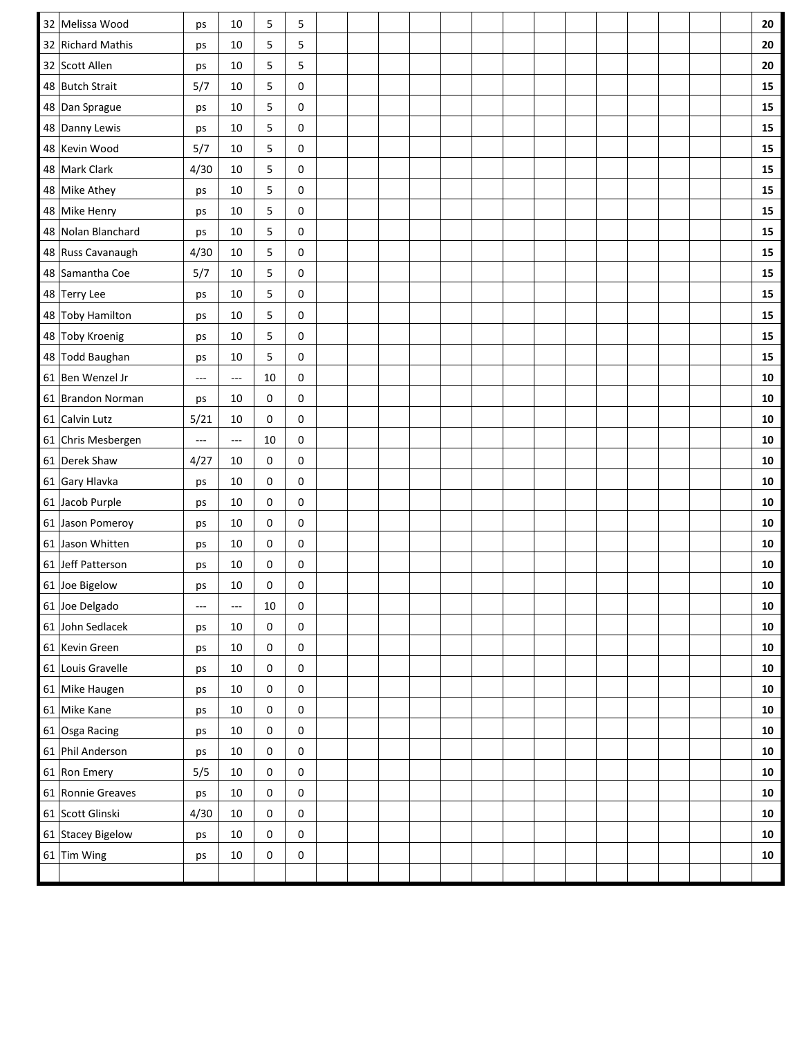| | | | | | | | | | | | | | | | | | | | | |
|---|---|---|---|---|---|---|---|---|---|---|---|---|---|---|---|---|---|---|---|---|
| 32 | Melissa Wood | ps | 10 | 5 | 5 | | | | | | | | | | | | | | | **20** |
| 32 | Richard Mathis | ps | 10 | 5 | 5 | | | | | | | | | | | | | | | **20** |
| 32 | Scott Allen | ps | 10 | 5 | 5 | | | | | | | | | | | | | | | **20** |
| 48 | Butch Strait | 5/7 | 10 | 5 | 0 | | | | | | | | | | | | | | | **15** |
| 48 | Dan Sprague | ps | 10 | 5 | 0 | | | | | | | | | | | | | | | **15** |
| 48 | Danny Lewis | ps | 10 | 5 | 0 | | | | | | | | | | | | | | | **15** |
| 48 | Kevin Wood | 5/7 | 10 | 5 | 0 | | | | | | | | | | | | | | | **15** |
| 48 | Mark Clark | 4/30 | 10 | 5 | 0 | | | | | | | | | | | | | | | **15** |
| 48 | Mike Athey | ps | 10 | 5 | 0 | | | | | | | | | | | | | | | **15** |
| 48 | Mike Henry | ps | 10 | 5 | 0 | | | | | | | | | | | | | | | **15** |
| 48 | Nolan Blanchard | ps | 10 | 5 | 0 | | | | | | | | | | | | | | | **15** |
| 48 | Russ Cavanaugh | 4/30 | 10 | 5 | 0 | | | | | | | | | | | | | | | **15** |
| 48 | Samantha Coe | 5/7 | 10 | 5 | 0 | | | | | | | | | | | | | | | **15** |
| 48 | Terry Lee | ps | 10 | 5 | 0 | | | | | | | | | | | | | | | **15** |
| 48 | Toby Hamilton | ps | 10 | 5 | 0 | | | | | | | | | | | | | | | **15** |
| 48 | Toby Kroenig | ps | 10 | 5 | 0 | | | | | | | | | | | | | | | **15** |
| 48 | Todd Baughan | ps | 10 | 5 | 0 | | | | | | | | | | | | | | | **15** |
| 61 | Ben Wenzel Jr | --- | --- | 10 | 0 | | | | | | | | | | | | | | | **10** |
| 61 | Brandon Norman | ps | 10 | 0 | 0 | | | | | | | | | | | | | | | **10** |
| 61 | Calvin Lutz | 5/21 | 10 | 0 | 0 | | | | | | | | | | | | | | | **10** |
| 61 | Chris Mesbergen | --- | --- | 10 | 0 | | | | | | | | | | | | | | | **10** |
| 61 | Derek Shaw | 4/27 | 10 | 0 | 0 | | | | | | | | | | | | | | | **10** |
| 61 | Gary Hlavka | ps | 10 | 0 | 0 | | | | | | | | | | | | | | | **10** |
| 61 | Jacob Purple | ps | 10 | 0 | 0 | | | | | | | | | | | | | | | **10** |
| 61 | Jason Pomeroy | ps | 10 | 0 | 0 | | | | | | | | | | | | | | | **10** |
| 61 | Jason Whitten | ps | 10 | 0 | 0 | | | | | | | | | | | | | | | **10** |
| 61 | Jeff Patterson | ps | 10 | 0 | 0 | | | | | | | | | | | | | | | **10** |
| 61 | Joe Bigelow | ps | 10 | 0 | 0 | | | | | | | | | | | | | | | **10** |
| 61 | Joe Delgado | --- | --- | 10 | 0 | | | | | | | | | | | | | | | **10** |
| 61 | John Sedlacek | ps | 10 | 0 | 0 | | | | | | | | | | | | | | | **10** |
| 61 | Kevin Green | ps | 10 | 0 | 0 | | | | | | | | | | | | | | | **10** |
| 61 | Louis Gravelle | ps | 10 | 0 | 0 | | | | | | | | | | | | | | | **10** |
| 61 | Mike Haugen | ps | 10 | 0 | 0 | | | | | | | | | | | | | | | **10** |
| 61 | Mike Kane | ps | 10 | 0 | 0 | | | | | | | | | | | | | | | **10** |
| 61 | Osga Racing | ps | 10 | 0 | 0 | | | | | | | | | | | | | | | **10** |
| 61 | Phil Anderson | ps | 10 | 0 | 0 | | | | | | | | | | | | | | | **10** |
| 61 | Ron Emery | 5/5 | 10 | 0 | 0 | | | | | | | | | | | | | | | **10** |
| 61 | Ronnie Greaves | ps | 10 | 0 | 0 | | | | | | | | | | | | | | | **10** |
| 61 | Scott Glinski | 4/30 | 10 | 0 | 0 | | | | | | | | | | | | | | | **10** |
| 61 | Stacey Bigelow | ps | 10 | 0 | 0 | | | | | | | | | | | | | | | **10** |
| 61 | Tim Wing | ps | 10 | 0 | 0 | | | | | | | | | | | | | | | **10** |
| | | | | | | | | | | | | | | | | | | | | |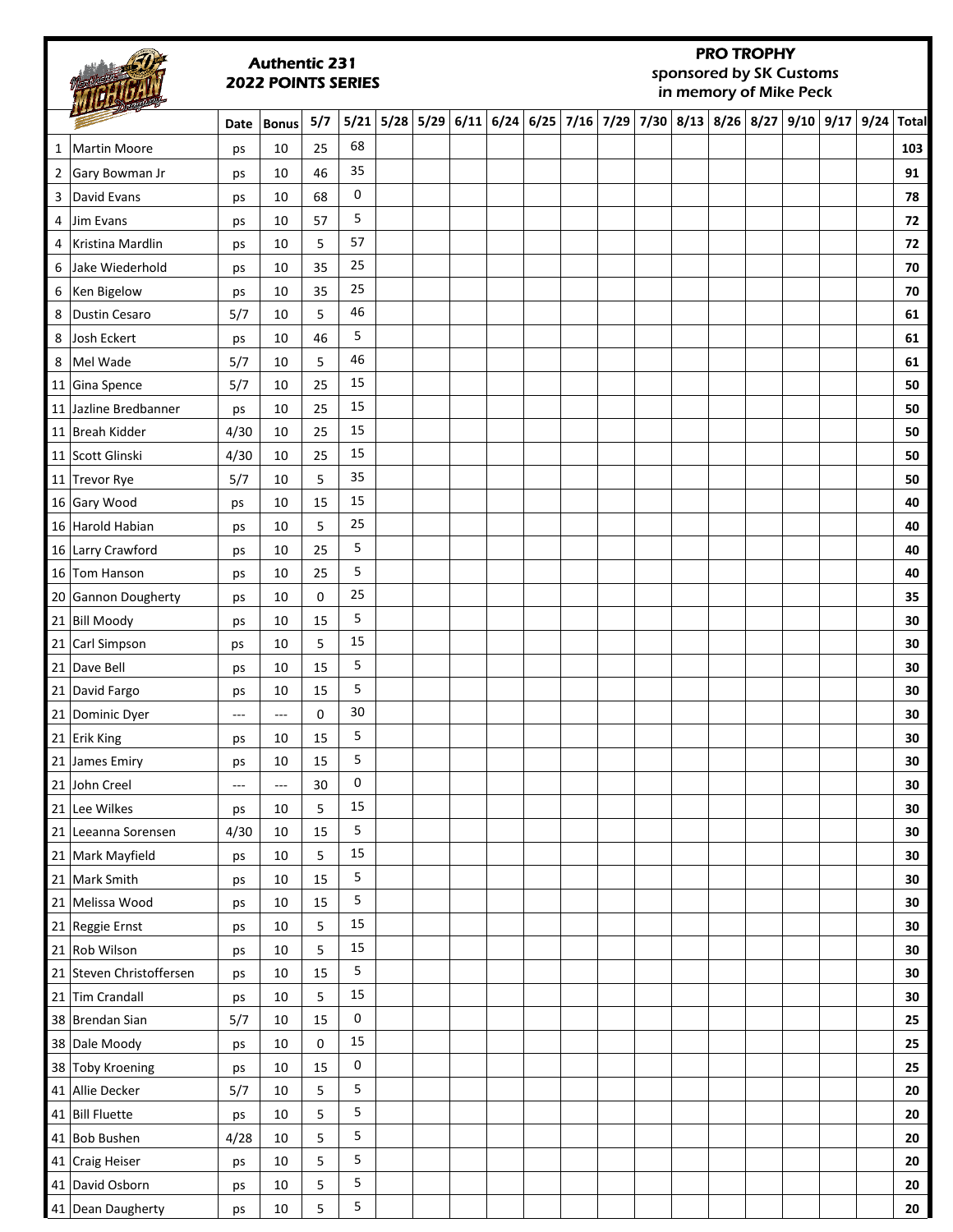# Authentic 231
## 2022 POINTS SERIES

**PRO TROPHY**
sponsored by SK Customs
in memory of Mike Peck

| | | Date | Bonus | 5/7 | 5/21 | 5/28 | 5/29 | 6/11 | 6/24 | 6/25 | 7/16 | 7/29 | 7/30 | 8/13 | 8/26 | 8/27 | 9/10 | 9/17 | 9/24 | Total |
|---|---|---|---|---|---|---|---|---|---|---|---|---|---|---|---|---|---|---|---|---|
| 1 | Martin Moore | ps | 10 | 25 | 68 | | | | | | | | | | | | | | | **103** |
| 2 | Gary Bowman Jr | ps | 10 | 46 | 35 | | | | | | | | | | | | | | | **91** |
| 3 | David Evans | ps | 10 | 68 | 0 | | | | | | | | | | | | | | | **78** |
| 4 | Jim Evans | ps | 10 | 57 | 5 | | | | | | | | | | | | | | | **72** |
| 4 | Kristina Mardlin | ps | 10 | 5 | 57 | | | | | | | | | | | | | | | **72** |
| 6 | Jake Wiederhold | ps | 10 | 35 | 25 | | | | | | | | | | | | | | | **70** |
| 6 | Ken Bigelow | ps | 10 | 35 | 25 | | | | | | | | | | | | | | | **70** |
| 8 | Dustin Cesaro | 5/7 | 10 | 5 | 46 | | | | | | | | | | | | | | | **61** |
| 8 | Josh Eckert | ps | 10 | 46 | 5 | | | | | | | | | | | | | | | **61** |
| 8 | Mel Wade | 5/7 | 10 | 5 | 46 | | | | | | | | | | | | | | | **61** |
| 11 | Gina Spence | 5/7 | 10 | 25 | 15 | | | | | | | | | | | | | | | **50** |
| 11 | Jazline Bredbanner | ps | 10 | 25 | 15 | | | | | | | | | | | | | | | **50** |
| 11 | Breah Kidder | 4/30 | 10 | 25 | 15 | | | | | | | | | | | | | | | **50** |
| 11 | Scott Glinski | 4/30 | 10 | 25 | 15 | | | | | | | | | | | | | | | **50** |
| 11 | Trevor Rye | 5/7 | 10 | 5 | 35 | | | | | | | | | | | | | | | **50** |
| 16 | Gary Wood | ps | 10 | 15 | 15 | | | | | | | | | | | | | | | **40** |
| 16 | Harold Habian | ps | 10 | 5 | 25 | | | | | | | | | | | | | | | **40** |
| 16 | Larry Crawford | ps | 10 | 25 | 5 | | | | | | | | | | | | | | | **40** |
| 16 | Tom Hanson | ps | 10 | 25 | 5 | | | | | | | | | | | | | | | **40** |
| 20 | Gannon Dougherty | ps | 10 | 0 | 25 | | | | | | | | | | | | | | | **35** |
| 21 | Bill Moody | ps | 10 | 15 | 5 | | | | | | | | | | | | | | | **30** |
| 21 | Carl Simpson | ps | 10 | 5 | 15 | | | | | | | | | | | | | | | **30** |
| 21 | Dave Bell | ps | 10 | 15 | 5 | | | | | | | | | | | | | | | **30** |
| 21 | David Fargo | ps | 10 | 15 | 5 | | | | | | | | | | | | | | | **30** |
| 21 | Dominic Dyer | --- | --- | 0 | 30 | | | | | | | | | | | | | | | **30** |
| 21 | Erik King | ps | 10 | 15 | 5 | | | | | | | | | | | | | | | **30** |
| 21 | James Emiry | ps | 10 | 15 | 5 | | | | | | | | | | | | | | | **30** |
| 21 | John Creel | --- | --- | 30 | 0 | | | | | | | | | | | | | | | **30** |
| 21 | Lee Wilkes | ps | 10 | 5 | 15 | | | | | | | | | | | | | | | **30** |
| 21 | Leeanna Sorensen | 4/30 | 10 | 15 | 5 | | | | | | | | | | | | | | | **30** |
| 21 | Mark Mayfield | ps | 10 | 5 | 15 | | | | | | | | | | | | | | | **30** |
| 21 | Mark Smith | ps | 10 | 15 | 5 | | | | | | | | | | | | | | | **30** |
| 21 | Melissa Wood | ps | 10 | 15 | 5 | | | | | | | | | | | | | | | **30** |
| 21 | Reggie Ernst | ps | 10 | 5 | 15 | | | | | | | | | | | | | | | **30** |
| 21 | Rob Wilson | ps | 10 | 5 | 15 | | | | | | | | | | | | | | | **30** |
| 21 | Steven Christoffersen | ps | 10 | 15 | 5 | | | | | | | | | | | | | | | **30** |
| 21 | Tim Crandall | ps | 10 | 5 | 15 | | | | | | | | | | | | | | | **30** |
| 38 | Brendan Sian | 5/7 | 10 | 15 | 0 | | | | | | | | | | | | | | | **25** |
| 38 | Dale Moody | ps | 10 | 0 | 15 | | | | | | | | | | | | | | | **25** |
| 38 | Toby Kroening | ps | 10 | 15 | 0 | | | | | | | | | | | | | | | **25** |
| 41 | Allie Decker | 5/7 | 10 | 5 | 5 | | | | | | | | | | | | | | | **20** |
| 41 | Bill Fluette | ps | 10 | 5 | 5 | | | | | | | | | | | | | | | **20** |
| 41 | Bob Bushen | 4/28 | 10 | 5 | 5 | | | | | | | | | | | | | | | **20** |
| 41 | Craig Heiser | ps | 10 | 5 | 5 | | | | | | | | | | | | | | | **20** |
| 41 | David Osborn | ps | 10 | 5 | 5 | | | | | | | | | | | | | | | **20** |
| 41 | Dean Daugherty | ps | 10 | 5 | 5 | | | | | | | | | | | | | | | **20** |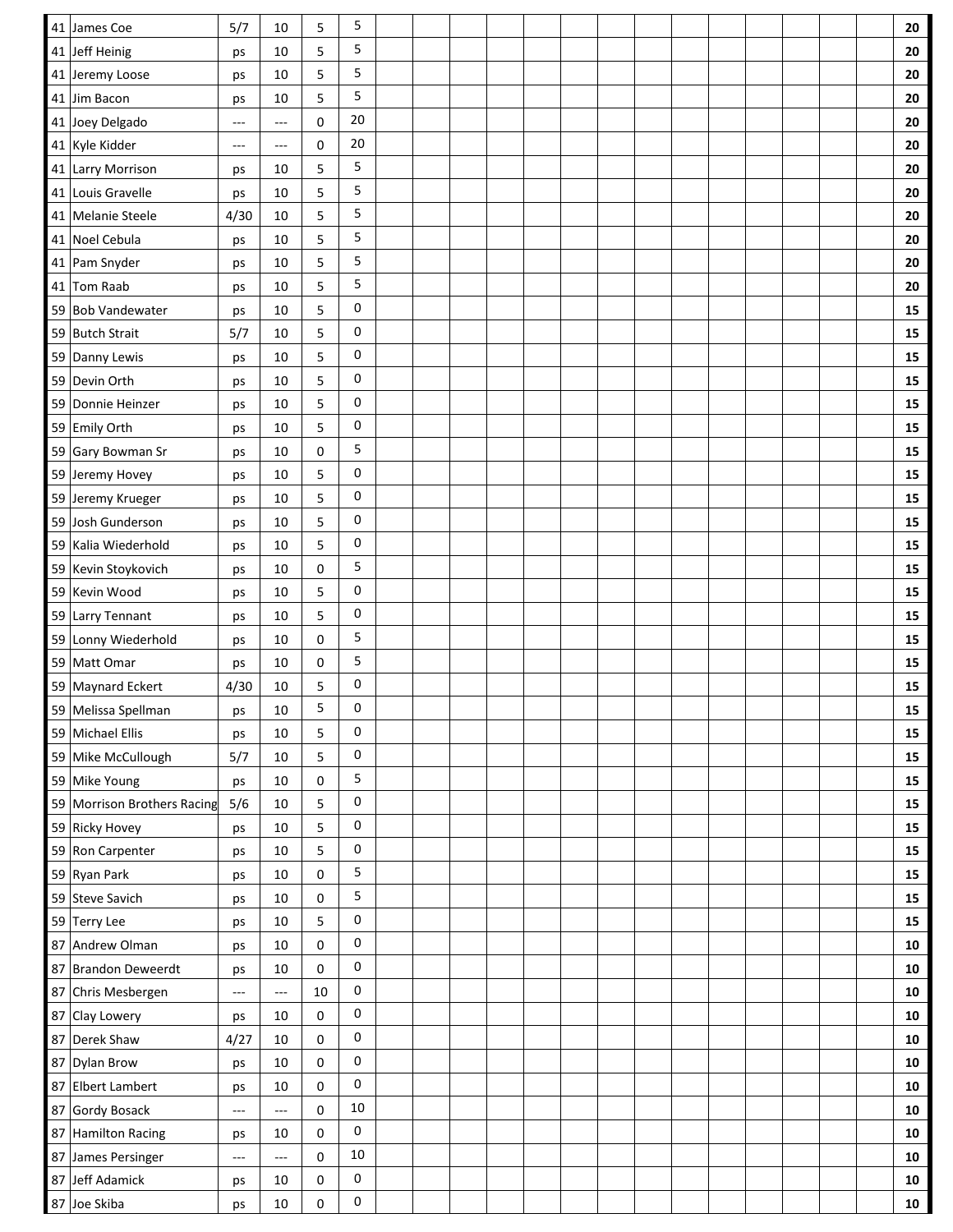| | | | | | | | | | | | | | | | | | | | | |
|---|---|---|---|---|---|---|---|---|---|---|---|---|---|---|---|---|---|---|---|---|
| 41 | James Coe | 5/7 | 10 | 5 | 5 | | | | | | | | | | | | | | | **20** |
| 41 | Jeff Heinig | ps | 10 | 5 | 5 | | | | | | | | | | | | | | | **20** |
| 41 | Jeremy Loose | ps | 10 | 5 | 5 | | | | | | | | | | | | | | | **20** |
| 41 | Jim Bacon | ps | 10 | 5 | 5 | | | | | | | | | | | | | | | **20** |
| 41 | Joey Delgado | --- | --- | 0 | 20 | | | | | | | | | | | | | | | **20** |
| 41 | Kyle Kidder | --- | --- | 0 | 20 | | | | | | | | | | | | | | | **20** |
| 41 | Larry Morrison | ps | 10 | 5 | 5 | | | | | | | | | | | | | | | **20** |
| 41 | Louis Gravelle | ps | 10 | 5 | 5 | | | | | | | | | | | | | | | **20** |
| 41 | Melanie Steele | 4/30 | 10 | 5 | 5 | | | | | | | | | | | | | | | **20** |
| 41 | Noel Cebula | ps | 10 | 5 | 5 | | | | | | | | | | | | | | | **20** |
| 41 | Pam Snyder | ps | 10 | 5 | 5 | | | | | | | | | | | | | | | **20** |
| 41 | Tom Raab | ps | 10 | 5 | 5 | | | | | | | | | | | | | | | **20** |
| 59 | Bob Vandewater | ps | 10 | 5 | 0 | | | | | | | | | | | | | | | **15** |
| 59 | Butch Strait | 5/7 | 10 | 5 | 0 | | | | | | | | | | | | | | | **15** |
| 59 | Danny Lewis | ps | 10 | 5 | 0 | | | | | | | | | | | | | | | **15** |
| 59 | Devin Orth | ps | 10 | 5 | 0 | | | | | | | | | | | | | | | **15** |
| 59 | Donnie Heinzer | ps | 10 | 5 | 0 | | | | | | | | | | | | | | | **15** |
| 59 | Emily Orth | ps | 10 | 5 | 0 | | | | | | | | | | | | | | | **15** |
| 59 | Gary Bowman Sr | ps | 10 | 0 | 5 | | | | | | | | | | | | | | | **15** |
| 59 | Jeremy Hovey | ps | 10 | 5 | 0 | | | | | | | | | | | | | | | **15** |
| 59 | Jeremy Krueger | ps | 10 | 5 | 0 | | | | | | | | | | | | | | | **15** |
| 59 | Josh Gunderson | ps | 10 | 5 | 0 | | | | | | | | | | | | | | | **15** |
| 59 | Kalia Wiederhold | ps | 10 | 5 | 0 | | | | | | | | | | | | | | | **15** |
| 59 | Kevin Stoykovich | ps | 10 | 0 | 5 | | | | | | | | | | | | | | | **15** |
| 59 | Kevin Wood | ps | 10 | 5 | 0 | | | | | | | | | | | | | | | **15** |
| 59 | Larry Tennant | ps | 10 | 5 | 0 | | | | | | | | | | | | | | | **15** |
| 59 | Lonny Wiederhold | ps | 10 | 0 | 5 | | | | | | | | | | | | | | | **15** |
| 59 | Matt Omar | ps | 10 | 0 | 5 | | | | | | | | | | | | | | | **15** |
| 59 | Maynard Eckert | 4/30 | 10 | 5 | 0 | | | | | | | | | | | | | | | **15** |
| 59 | Melissa Spellman | ps | 10 | 5 | 0 | | | | | | | | | | | | | | | **15** |
| 59 | Michael Ellis | ps | 10 | 5 | 0 | | | | | | | | | | | | | | | **15** |
| 59 | Mike McCullough | 5/7 | 10 | 5 | 0 | | | | | | | | | | | | | | | **15** |
| 59 | Mike Young | ps | 10 | 0 | 5 | | | | | | | | | | | | | | | **15** |
| 59 | Morrison Brothers Racing | 5/6 | 10 | 5 | 0 | | | | | | | | | | | | | | | **15** |
| 59 | Ricky Hovey | ps | 10 | 5 | 0 | | | | | | | | | | | | | | | **15** |
| 59 | Ron Carpenter | ps | 10 | 5 | 0 | | | | | | | | | | | | | | | **15** |
| 59 | Ryan Park | ps | 10 | 0 | 5 | | | | | | | | | | | | | | | **15** |
| 59 | Steve Savich | ps | 10 | 0 | 5 | | | | | | | | | | | | | | | **15** |
| 59 | Terry Lee | ps | 10 | 5 | 0 | | | | | | | | | | | | | | | **15** |
| 87 | Andrew Olman | ps | 10 | 0 | 0 | | | | | | | | | | | | | | | **10** |
| 87 | Brandon Deweerdt | ps | 10 | 0 | 0 | | | | | | | | | | | | | | | **10** |
| 87 | Chris Mesbergen | --- | --- | 10 | 0 | | | | | | | | | | | | | | | **10** |
| 87 | Clay Lowery | ps | 10 | 0 | 0 | | | | | | | | | | | | | | | **10** |
| 87 | Derek Shaw | 4/27 | 10 | 0 | 0 | | | | | | | | | | | | | | | **10** |
| 87 | Dylan Brow | ps | 10 | 0 | 0 | | | | | | | | | | | | | | | **10** |
| 87 | Elbert Lambert | ps | 10 | 0 | 0 | | | | | | | | | | | | | | | **10** |
| 87 | Gordy Bosack | --- | --- | 0 | 10 | | | | | | | | | | | | | | | **10** |
| 87 | Hamilton Racing | ps | 10 | 0 | 0 | | | | | | | | | | | | | | | **10** |
| 87 | James Persinger | --- | --- | 0 | 10 | | | | | | | | | | | | | | | **10** |
| 87 | Jeff Adamick | ps | 10 | 0 | 0 | | | | | | | | | | | | | | | **10** |
| 87 | Joe Skiba | ps | 10 | 0 | 0 | | | | | | | | | | | | | | | **10** |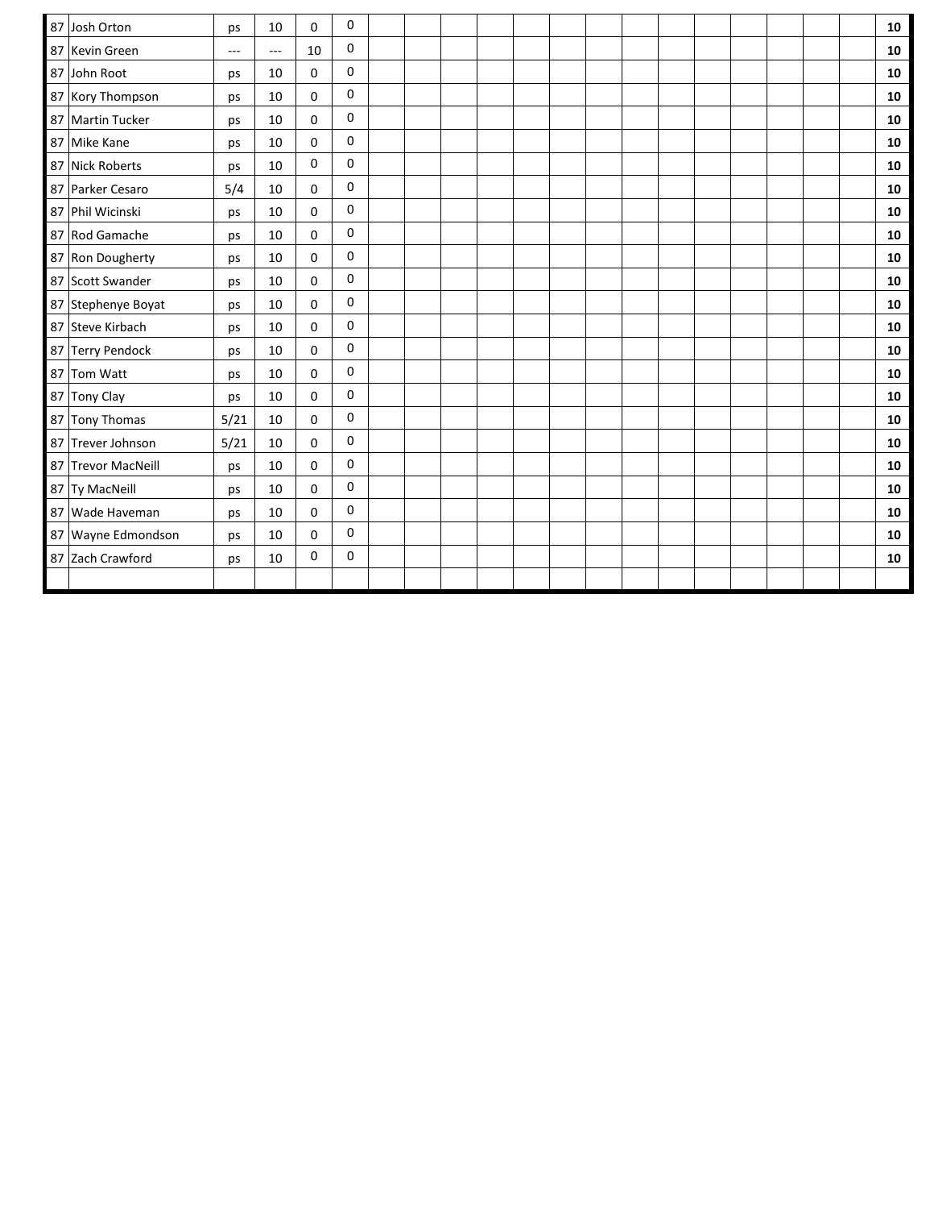| | | | | | | | | | | | | | | | | | | | | |
|---|---|---|---|---|---|---|---|---|---|---|---|---|---|---|---|---|---|---|---|---|
| 87 | Josh Orton | ps | 10 | 0 | 0 | | | | | | | | | | | | | | | **10** |
| 87 | Kevin Green | --- | --- | 10 | 0 | | | | | | | | | | | | | | | **10** |
| 87 | John Root | ps | 10 | 0 | 0 | | | | | | | | | | | | | | | **10** |
| 87 | Kory Thompson | ps | 10 | 0 | 0 | | | | | | | | | | | | | | | **10** |
| 87 | Martin Tucker | ps | 10 | 0 | 0 | | | | | | | | | | | | | | | **10** |
| 87 | Mike Kane | ps | 10 | 0 | 0 | | | | | | | | | | | | | | | **10** |
| 87 | Nick Roberts | ps | 10 | 0 | 0 | | | | | | | | | | | | | | | **10** |
| 87 | Parker Cesaro | 5/4 | 10 | 0 | 0 | | | | | | | | | | | | | | | **10** |
| 87 | Phil Wicinski | ps | 10 | 0 | 0 | | | | | | | | | | | | | | | **10** |
| 87 | Rod Gamache | ps | 10 | 0 | 0 | | | | | | | | | | | | | | | **10** |
| 87 | Ron Dougherty | ps | 10 | 0 | 0 | | | | | | | | | | | | | | | **10** |
| 87 | Scott Swander | ps | 10 | 0 | 0 | | | | | | | | | | | | | | | **10** |
| 87 | Stephenye Boyat | ps | 10 | 0 | 0 | | | | | | | | | | | | | | | **10** |
| 87 | Steve Kirbach | ps | 10 | 0 | 0 | | | | | | | | | | | | | | | **10** |
| 87 | Terry Pendock | ps | 10 | 0 | 0 | | | | | | | | | | | | | | | **10** |
| 87 | Tom Watt | ps | 10 | 0 | 0 | | | | | | | | | | | | | | | **10** |
| 87 | Tony Clay | ps | 10 | 0 | 0 | | | | | | | | | | | | | | | **10** |
| 87 | Tony Thomas | 5/21 | 10 | 0 | 0 | | | | | | | | | | | | | | | **10** |
| 87 | Trever Johnson | 5/21 | 10 | 0 | 0 | | | | | | | | | | | | | | | **10** |
| 87 | Trevor MacNeill | ps | 10 | 0 | 0 | | | | | | | | | | | | | | | **10** |
| 87 | Ty MacNeill | ps | 10 | 0 | 0 | | | | | | | | | | | | | | | **10** |
| 87 | Wade Haveman | ps | 10 | 0 | 0 | | | | | | | | | | | | | | | **10** |
| 87 | Wayne Edmondson | ps | 10 | 0 | 0 | | | | | | | | | | | | | | | **10** |
| 87 | Zach Crawford | ps | 10 | 0 | 0 | | | | | | | | | | | | | | | **10** |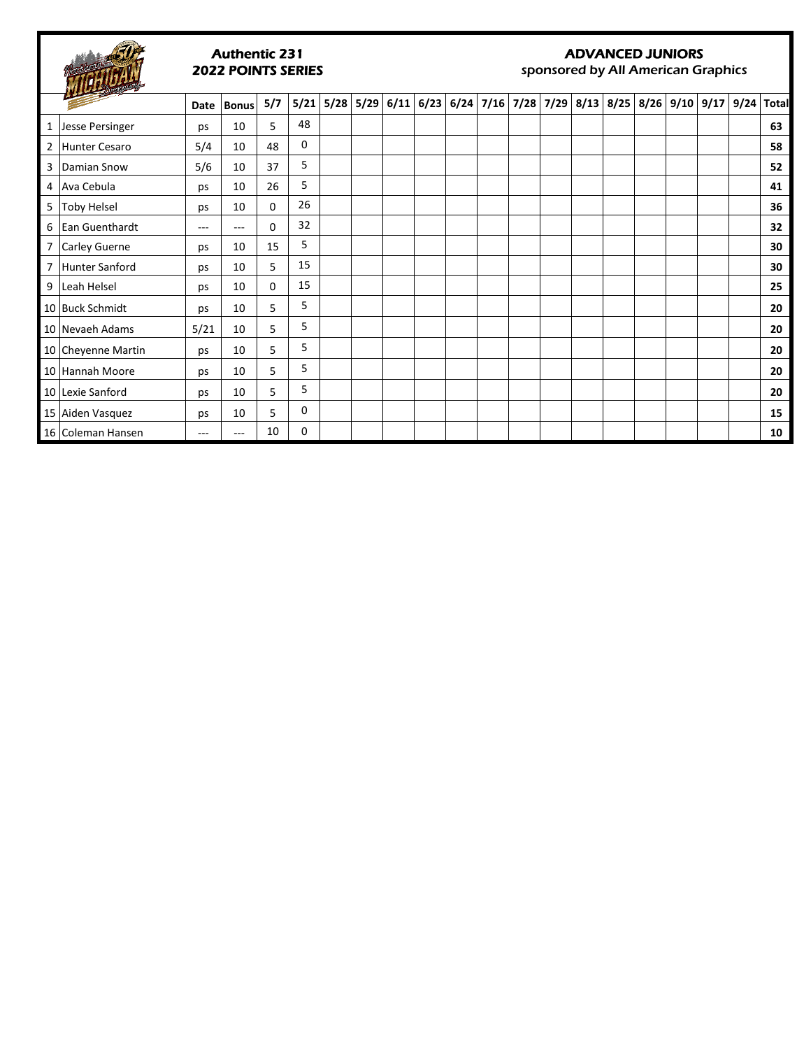**Authentic 231**
**2022 POINTS SERIES**

**ADVANCED JUNIORS**
*sponsored by All American Graphics*

| | | Date | Bonus | 5/7 | 5/21 | 5/28 | 5/29 | 6/11 | 6/23 | 6/24 | 7/16 | 7/28 | 7/29 | 8/13 | 8/25 | 8/26 | 9/10 | 9/17 | 9/24 | Total |
|---|---|---|---|---|---|---|---|---|---|---|---|---|---|---|---|---|---|---|---|---|
| 1 | Jesse Persinger | ps | 10 | 5 | 48 | | | | | | | | | | | | | | | **63** |
| 2 | Hunter Cesaro | 5/4 | 10 | 48 | 0 | | | | | | | | | | | | | | | **58** |
| 3 | Damian Snow | 5/6 | 10 | 37 | 5 | | | | | | | | | | | | | | | **52** |
| 4 | Ava Cebula | ps | 10 | 26 | 5 | | | | | | | | | | | | | | | **41** |
| 5 | Toby Helsel | ps | 10 | 0 | 26 | | | | | | | | | | | | | | | **36** |
| 6 | Ean Guenthardt | --- | --- | 0 | 32 | | | | | | | | | | | | | | | **32** |
| 7 | Carley Guerne | ps | 10 | 15 | 5 | | | | | | | | | | | | | | | **30** |
| 7 | Hunter Sanford | ps | 10 | 5 | 15 | | | | | | | | | | | | | | | **30** |
| 9 | Leah Helsel | ps | 10 | 0 | 15 | | | | | | | | | | | | | | | **25** |
| 10 | Buck Schmidt | ps | 10 | 5 | 5 | | | | | | | | | | | | | | | **20** |
| 10 | Nevaeh Adams | 5/21 | 10 | 5 | 5 | | | | | | | | | | | | | | | **20** |
| 10 | Cheyenne Martin | ps | 10 | 5 | 5 | | | | | | | | | | | | | | | **20** |
| 10 | Hannah Moore | ps | 10 | 5 | 5 | | | | | | | | | | | | | | | **20** |
| 10 | Lexie Sanford | ps | 10 | 5 | 5 | | | | | | | | | | | | | | | **20** |
| 15 | Aiden Vasquez | ps | 10 | 5 | 0 | | | | | | | | | | | | | | | **15** |
| 16 | Coleman Hansen | --- | --- | 10 | 0 | | | | | | | | | | | | | | | **10** |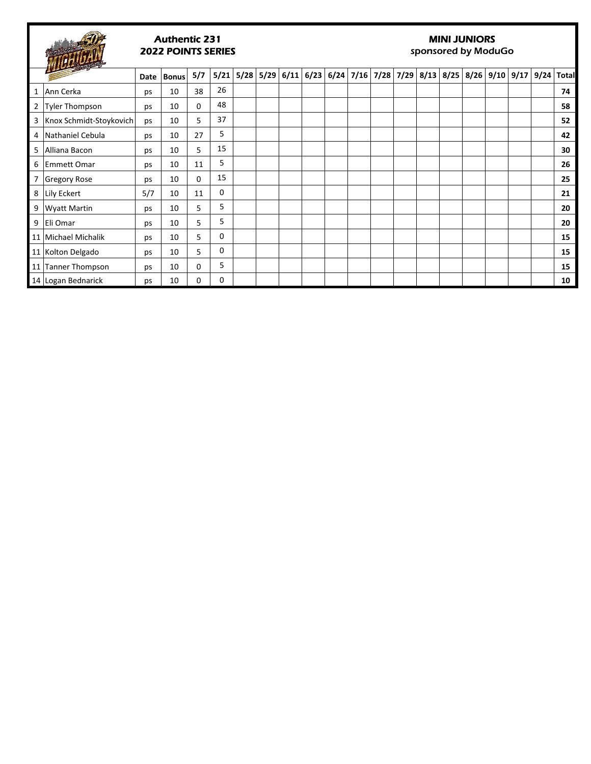## Authentic 231
## 2022 POINTS SERIES

## MINI JUNIORS
sponsored by ModuGo

| | | Date | Bonus | 5/7 | 5/21 | 5/28 | 5/29 | 6/11 | 6/23 | 6/24 | 7/16 | 7/28 | 7/29 | 8/13 | 8/25 | 8/26 | 9/10 | 9/17 | 9/24 | Total |
|---|---|---|---|---|---|---|---|---|---|---|---|---|---|---|---|---|---|---|---|---|
| 1 | Ann Cerka | ps | 10 | 38 | 26 | | | | | | | | | | | | | | | 74 |
| 2 | Tyler Thompson | ps | 10 | 0 | 48 | | | | | | | | | | | | | | | 58 |
| 3 | Knox Schmidt-Stoykovich | ps | 10 | 5 | 37 | | | | | | | | | | | | | | | 52 |
| 4 | Nathaniel Cebula | ps | 10 | 27 | 5 | | | | | | | | | | | | | | | 42 |
| 5 | Alliana Bacon | ps | 10 | 5 | 15 | | | | | | | | | | | | | | | 30 |
| 6 | Emmett Omar | ps | 10 | 11 | 5 | | | | | | | | | | | | | | | 26 |
| 7 | Gregory Rose | ps | 10 | 0 | 15 | | | | | | | | | | | | | | | 25 |
| 8 | Lily Eckert | 5/7 | 10 | 11 | 0 | | | | | | | | | | | | | | | 21 |
| 9 | Wyatt Martin | ps | 10 | 5 | 5 | | | | | | | | | | | | | | | 20 |
| 9 | Eli Omar | ps | 10 | 5 | 5 | | | | | | | | | | | | | | | 20 |
| 11 | Michael Michalik | ps | 10 | 5 | 0 | | | | | | | | | | | | | | | 15 |
| 11 | Kolton Delgado | ps | 10 | 5 | 0 | | | | | | | | | | | | | | | 15 |
| 11 | Tanner Thompson | ps | 10 | 0 | 5 | | | | | | | | | | | | | | | 15 |
| 14 | Logan Bednarick | ps | 10 | 0 | 0 | | | | | | | | | | | | | | | 10 |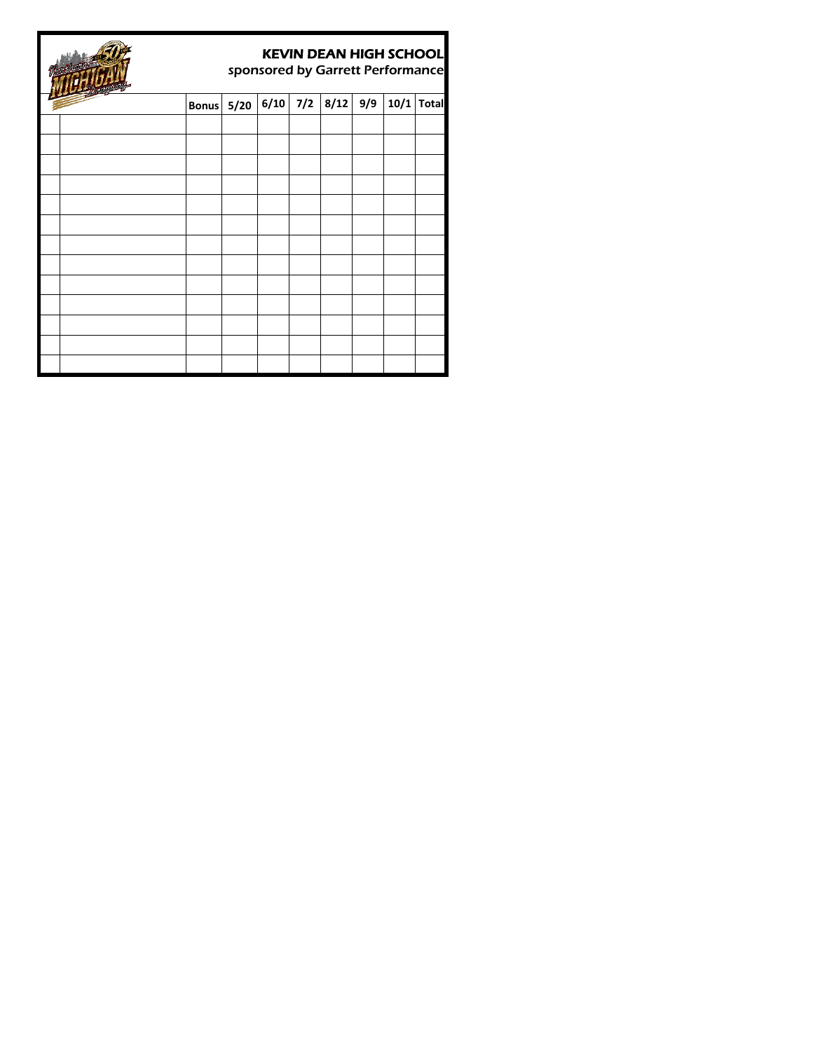# KEVIN DEAN HIGH SCHOOL

*sponsored by Garrett Performance*

| | | Bonus | 5/20 | 6/10 | 7/2 | 8/12 | 9/9 | 10/1 | Total |
|---|---|---|---|---|---|---|---|---|---|
| | | | | | | | | | |
| | | | | | | | | | |
| | | | | | | | | | |
| | | | | | | | | | |
| | | | | | | | | | |
| | | | | | | | | | |
| | | | | | | | | | |
| | | | | | | | | | |
| | | | | | | | | | |
| | | | | | | | | | |
| | | | | | | | | | |
| | | | | | | | | | |
| | | | | | | | | | |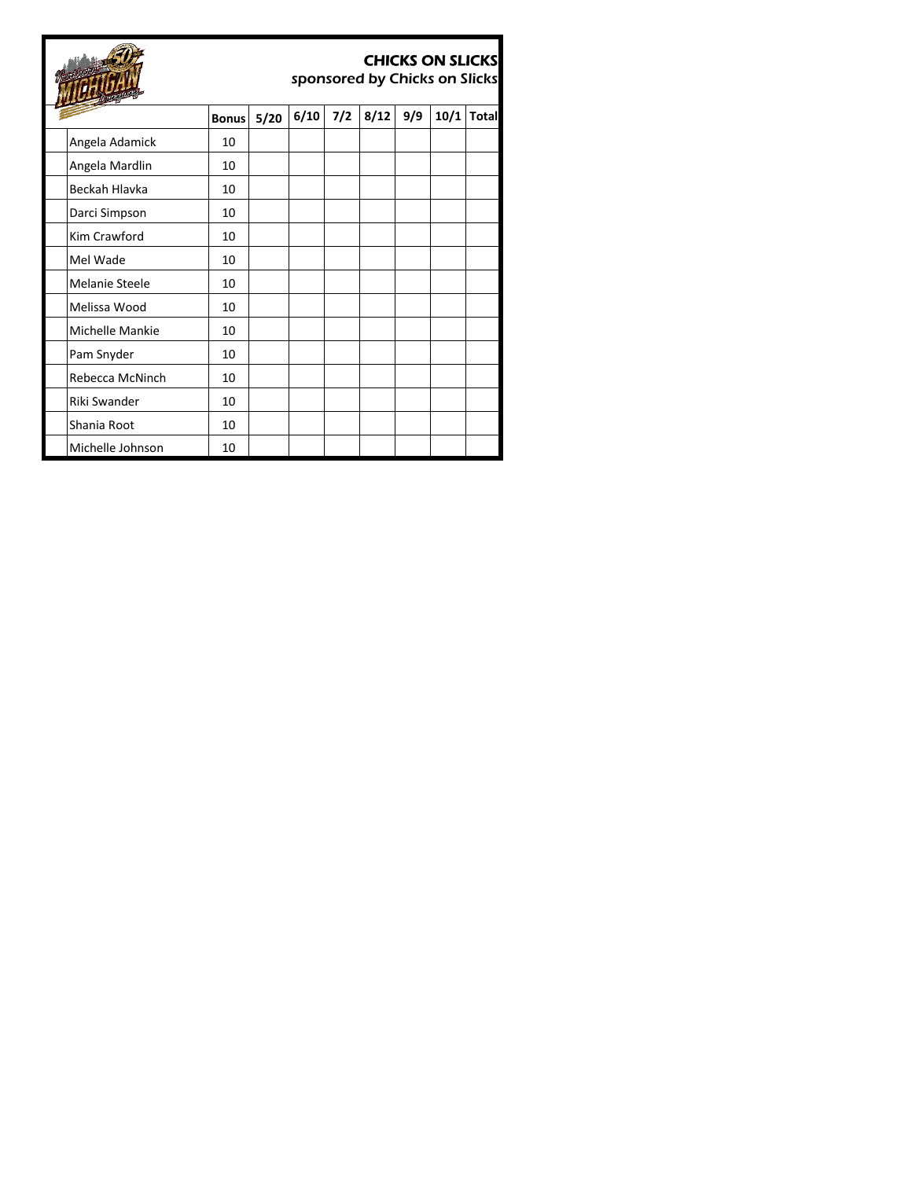## CHICKS ON SLICKS

*sponsored by Chicks on Slicks*

| | Bonus | 5/20 | 6/10 | 7/2 | 8/12 | 9/9 | 10/1 | Total |
|---|---|---|---|---|---|---|---|---|
| Angela Adamick | 10 | | | | | | | |
| Angela Mardlin | 10 | | | | | | | |
| Beckah Hlavka | 10 | | | | | | | |
| Darci Simpson | 10 | | | | | | | |
| Kim Crawford | 10 | | | | | | | |
| Mel Wade | 10 | | | | | | | |
| Melanie Steele | 10 | | | | | | | |
| Melissa Wood | 10 | | | | | | | |
| Michelle Mankie | 10 | | | | | | | |
| Pam Snyder | 10 | | | | | | | |
| Rebecca McNinch | 10 | | | | | | | |
| Riki Swander | 10 | | | | | | | |
| Shania Root | 10 | | | | | | | |
| Michelle Johnson | 10 | | | | | | | |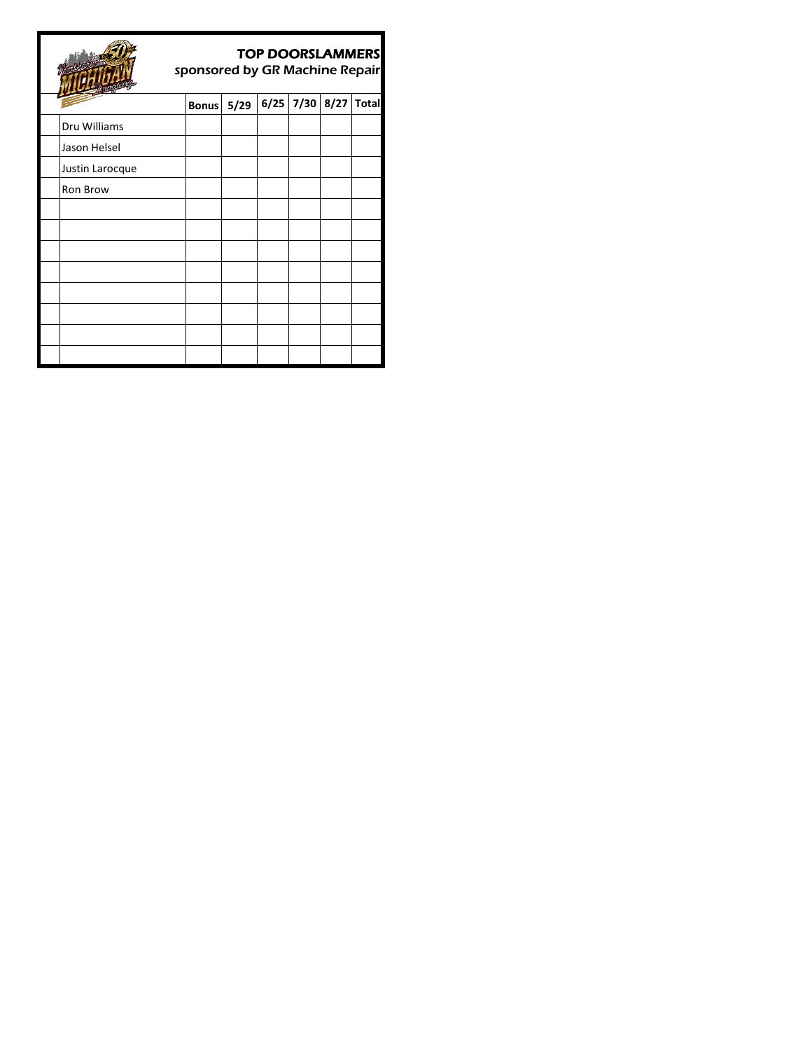## TOP DOORSLAMMERS

*sponsored by GR Machine Repair*

| | | Bonus | 5/29 | 6/25 | 7/30 | 8/27 | Total |
|---|---|---|---|---|---|---|---|
| | Dru Williams | | | | | | |
| | Jason Helsel | | | | | | |
| | Justin Larocque | | | | | | |
| | Ron Brow | | | | | | |
| | | | | | | | |
| | | | | | | | |
| | | | | | | | |
| | | | | | | | |
| | | | | | | | |
| | | | | | | | |
| | | | | | | | |
| | | | | | | | |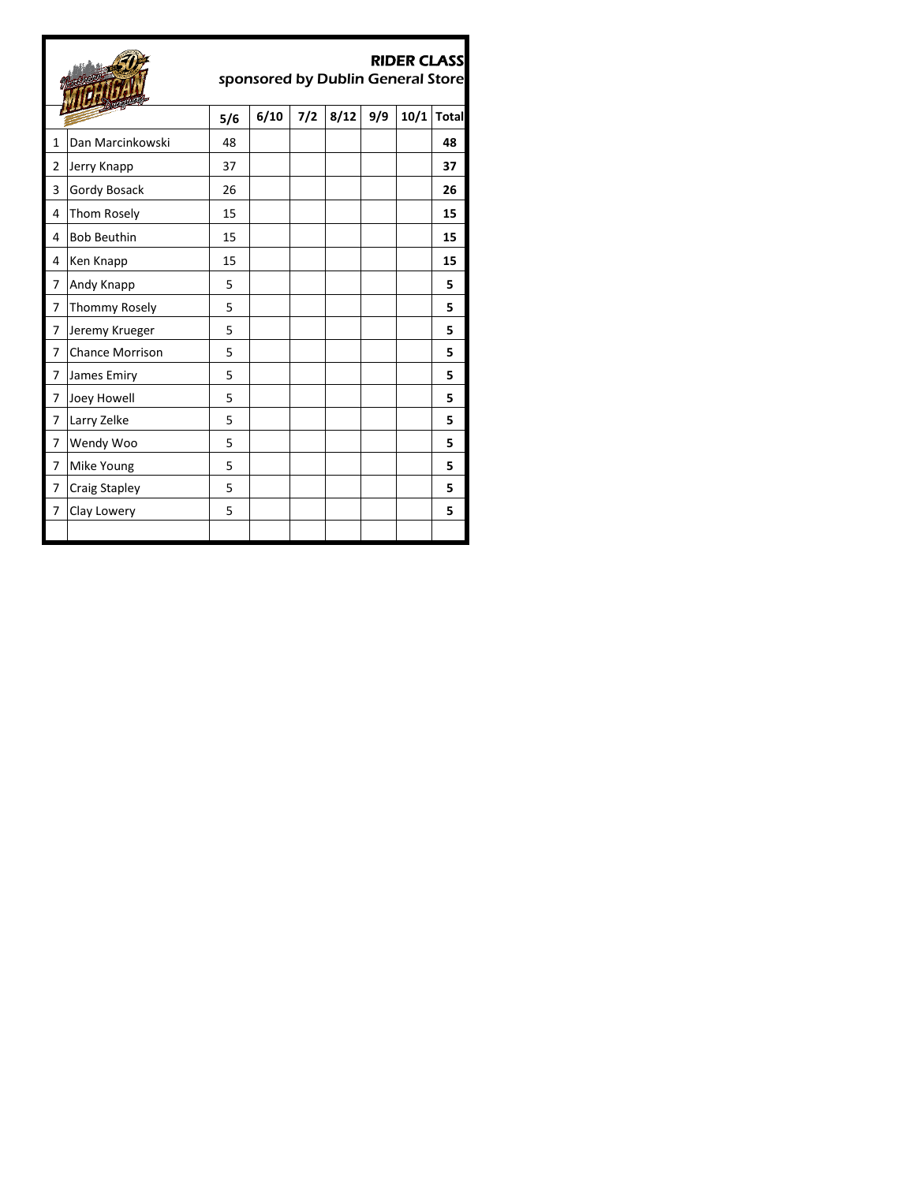# RIDER CLASS

*sponsored by Dublin General Store*

| | | 5/6 | 6/10 | 7/2 | 8/12 | 9/9 | 10/1 | Total |
|---|---|---|---|---|---|---|---|---|
| 1 | Dan Marcinkowski | 48 | | | | | | **48** |
| 2 | Jerry Knapp | 37 | | | | | | **37** |
| 3 | Gordy Bosack | 26 | | | | | | **26** |
| 4 | Thom Rosely | 15 | | | | | | **15** |
| 4 | Bob Beuthin | 15 | | | | | | **15** |
| 4 | Ken Knapp | 15 | | | | | | **15** |
| 7 | Andy Knapp | 5 | | | | | | **5** |
| 7 | Thommy Rosely | 5 | | | | | | **5** |
| 7 | Jeremy Krueger | 5 | | | | | | **5** |
| 7 | Chance Morrison | 5 | | | | | | **5** |
| 7 | James Emiry | 5 | | | | | | **5** |
| 7 | Joey Howell | 5 | | | | | | **5** |
| 7 | Larry Zelke | 5 | | | | | | **5** |
| 7 | Wendy Woo | 5 | | | | | | **5** |
| 7 | Mike Young | 5 | | | | | | **5** |
| 7 | Craig Stapley | 5 | | | | | | **5** |
| 7 | Clay Lowery | 5 | | | | | | **5** |
| | | | | | | | | |